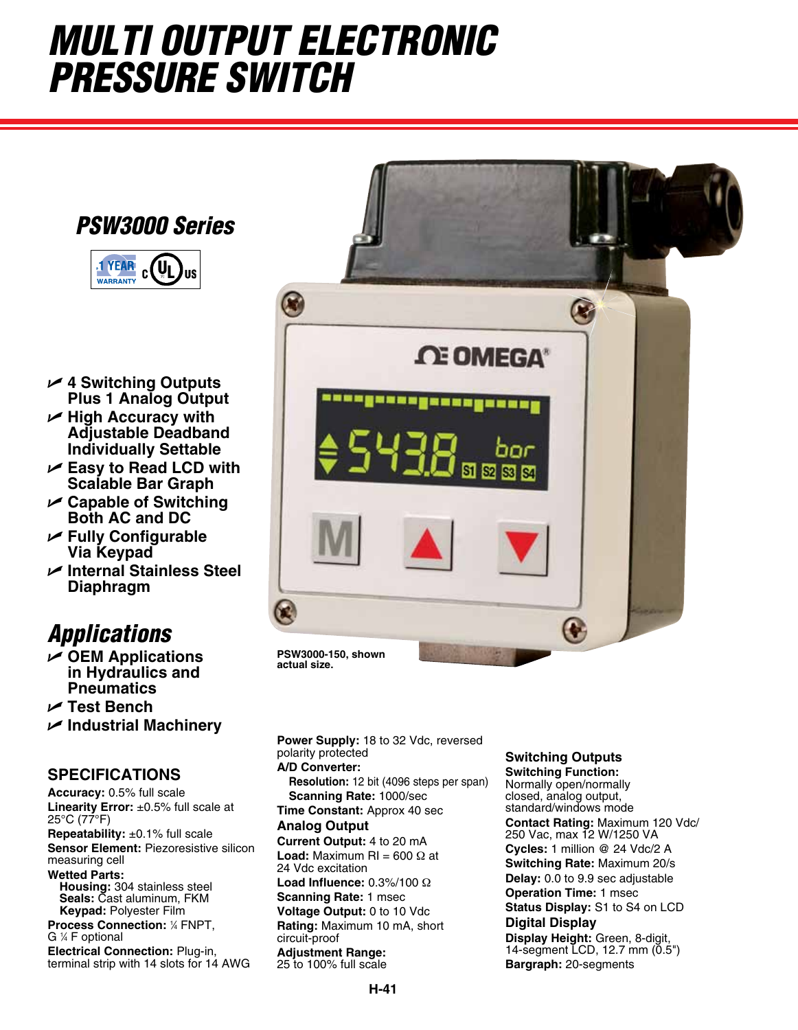# MULTI OUTPUT ELECTRONIC PRESSURE SWITCH

## PSW3000 Series

1 YEAR WARRANTY c UL us

- 4 Switching Outputs Plus 1 Analog Output
- High Accuracy with Adjustable Deadband Individually Settable
- Easy to Read LCD with Scalable Bar Graph
- Capable of Switching Both AC and DC
- Fully Configurable Via Keypad
- Internal Stainless Steel Diaphragm

PSW3000-150, shown actual size.

## Applications

- OEM Applications in Hydraulics and Pneumatics
- Test Bench
- Industrial Machinery

## SPECIFICATIONS

**Accuracy:** 0.5% full scale
**Linearity Error:** ±0.5% full scale at 25°C (77°F)
**Repeatability:** ±0.1% full scale
**Sensor Element:** Piezoresistive silicon measuring cell
**Wetted Parts:**
  **Housing:** 304 stainless steel
  **Seals:** Cast aluminum, FKM
  **Keypad:** Polyester Film
**Process Connection:** ¼ FNPT, G ¼ F optional
**Electrical Connection:** Plug-in, terminal strip with 14 slots for 14 AWG
**Power Supply:** 18 to 32 Vdc, reversed polarity protected
**A/D Converter:**
  **Resolution:** 12 bit (4096 steps per span)
  **Scanning Rate:** 1000/sec
**Time Constant:** Approx 40 sec

### Analog Output

**Current Output:** 4 to 20 mA
**Load:** Maximum Rl = 600 Ω at 24 Vdc excitation
**Load Influence:** 0.3%/100 Ω
**Scanning Rate:** 1 msec
**Voltage Output:** 0 to 10 Vdc
**Rating:** Maximum 10 mA, short circuit-proof
**Adjustment Range:** 25 to 100% full scale

### Switching Outputs

**Switching Function:** Normally open/normally closed, analog output, standard/windows mode
**Contact Rating:** Maximum 120 Vdc/ 250 Vac, max 12 W/1250 VA
**Cycles:** 1 million @ 24 Vdc/2 A
**Switching Rate:** Maximum 20/s
**Delay:** 0.0 to 9.9 sec adjustable
**Operation Time:** 1 msec
**Status Display:** S1 to S4 on LCD

### Digital Display

**Display Height:** Green, 8-digit, 14-segment LCD, 12.7 mm (0.5")
**Bargraph:** 20-segments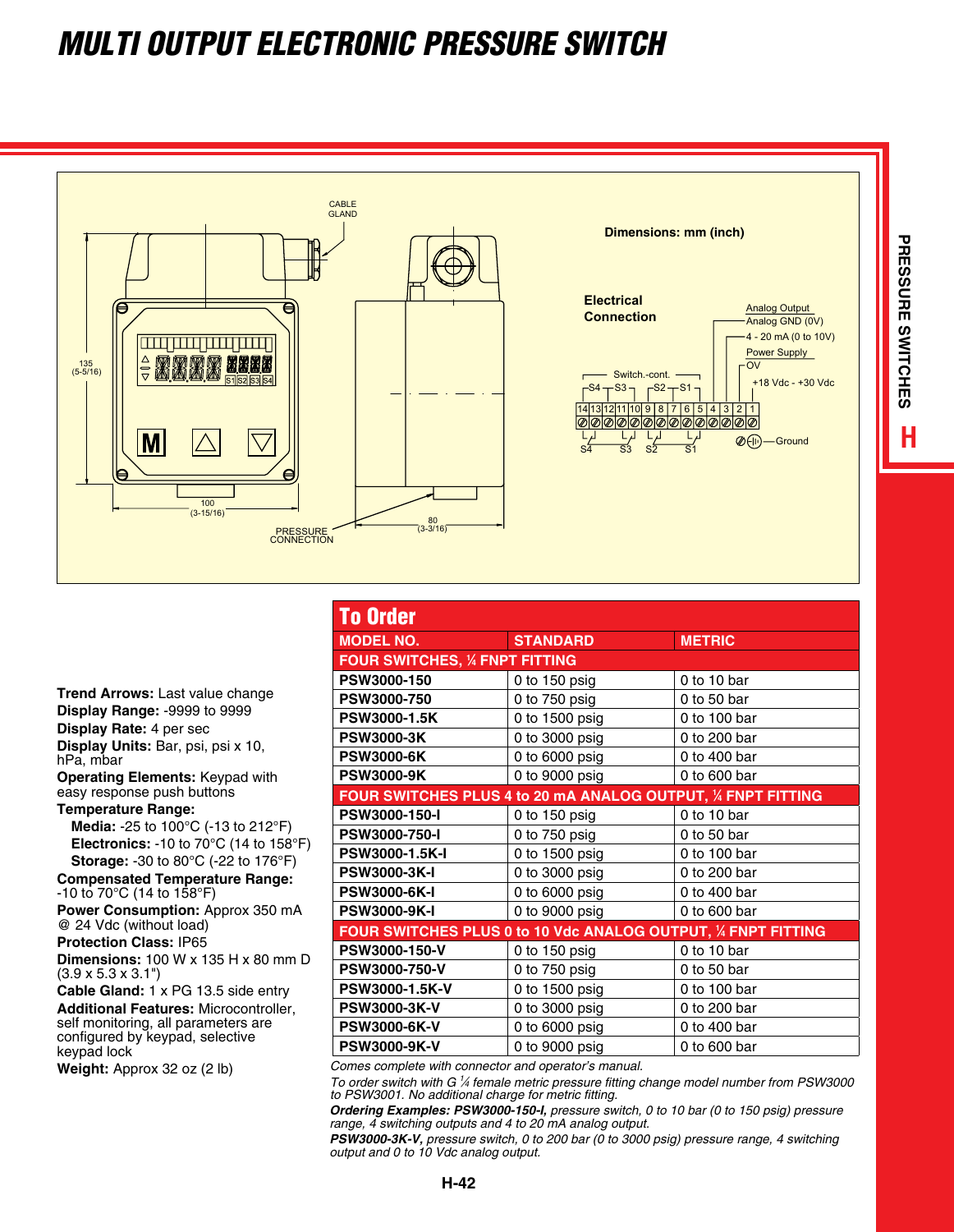# MULTI OUTPUT ELECTRONIC PRESSURE SWITCH

Dimensions: mm (inch)

CABLE GLAND

135 (5-5/16)

100 (3-15/16)

80 (3-3/16)

PRESSURE CONNECTION

Electrical Connection

Analog Output
Analog GND (0V)
4 - 20 mA (0 to 10V)
Power Supply
OV
+18 Vdc - +30 Vdc

Switch.-cont.
S4 S3 S2 S1

14 13 12 11 10 9 8 7 6 5 4 3 2 1

S4 S3 S2 S1

Ground

**Trend Arrows:** Last value change
**Display Range:** -9999 to 9999
**Display Rate:** 4 per sec
**Display Units:** Bar, psi, psi x 10, hPa, mbar
**Operating Elements:** Keypad with easy response push buttons
**Temperature Range:**
- **Media:** -25 to 100°C (-13 to 212°F)
- **Electronics:** -10 to 70°C (14 to 158°F)
- **Storage:** -30 to 80°C (-22 to 176°F)

**Compensated Temperature Range:** -10 to 70°C (14 to 158°F)
**Power Consumption:** Approx 350 mA @ 24 Vdc (without load)
**Protection Class:** IP65
**Dimensions:** 100 W x 135 H x 80 mm D (3.9 x 5.3 x 3.1")
**Cable Gland:** 1 x PG 13.5 side entry
**Additional Features:** Microcontroller, self monitoring, all parameters are configured by keypad, selective keypad lock
**Weight:** Approx 32 oz (2 lb)

## To Order

| MODEL NO. | STANDARD | METRIC |
|---|---|---|
| **FOUR SWITCHES, ¼ FNPT FITTING** | | |
| **PSW3000-150** | 0 to 150 psig | 0 to 10 bar |
| **PSW3000-750** | 0 to 750 psig | 0 to 50 bar |
| **PSW3000-1.5K** | 0 to 1500 psig | 0 to 100 bar |
| **PSW3000-3K** | 0 to 3000 psig | 0 to 200 bar |
| **PSW3000-6K** | 0 to 6000 psig | 0 to 400 bar |
| **PSW3000-9K** | 0 to 9000 psig | 0 to 600 bar |
| **FOUR SWITCHES PLUS 4 to 20 mA ANALOG OUTPUT, ¼ FNPT FITTING** | | |
| **PSW3000-150-I** | 0 to 150 psig | 0 to 10 bar |
| **PSW3000-750-I** | 0 to 750 psig | 0 to 50 bar |
| **PSW3000-1.5K-I** | 0 to 1500 psig | 0 to 100 bar |
| **PSW3000-3K-I** | 0 to 3000 psig | 0 to 200 bar |
| **PSW3000-6K-I** | 0 to 6000 psig | 0 to 400 bar |
| **PSW3000-9K-I** | 0 to 9000 psig | 0 to 600 bar |
| **FOUR SWITCHES PLUS 0 to 10 Vdc ANALOG OUTPUT, ¼ FNPT FITTING** | | |
| **PSW3000-150-V** | 0 to 150 psig | 0 to 10 bar |
| **PSW3000-750-V** | 0 to 750 psig | 0 to 50 bar |
| **PSW3000-1.5K-V** | 0 to 1500 psig | 0 to 100 bar |
| **PSW3000-3K-V** | 0 to 3000 psig | 0 to 200 bar |
| **PSW3000-6K-V** | 0 to 6000 psig | 0 to 400 bar |
| **PSW3000-9K-V** | 0 to 9000 psig | 0 to 600 bar |

*Comes complete with connector and operator's manual.*

*To order switch with G ¼ female metric pressure fitting change model number from PSW3000 to PSW3001. No additional charge for metric fitting.*

***Ordering Examples: PSW3000-150-I,** pressure switch, 0 to 10 bar (0 to 150 psig) pressure range, 4 switching outputs and 4 to 20 mA analog output.*

***PSW3000-3K-V,** pressure switch, 0 to 200 bar (0 to 3000 psig) pressure range, 4 switching output and 0 to 10 Vdc analog output.*